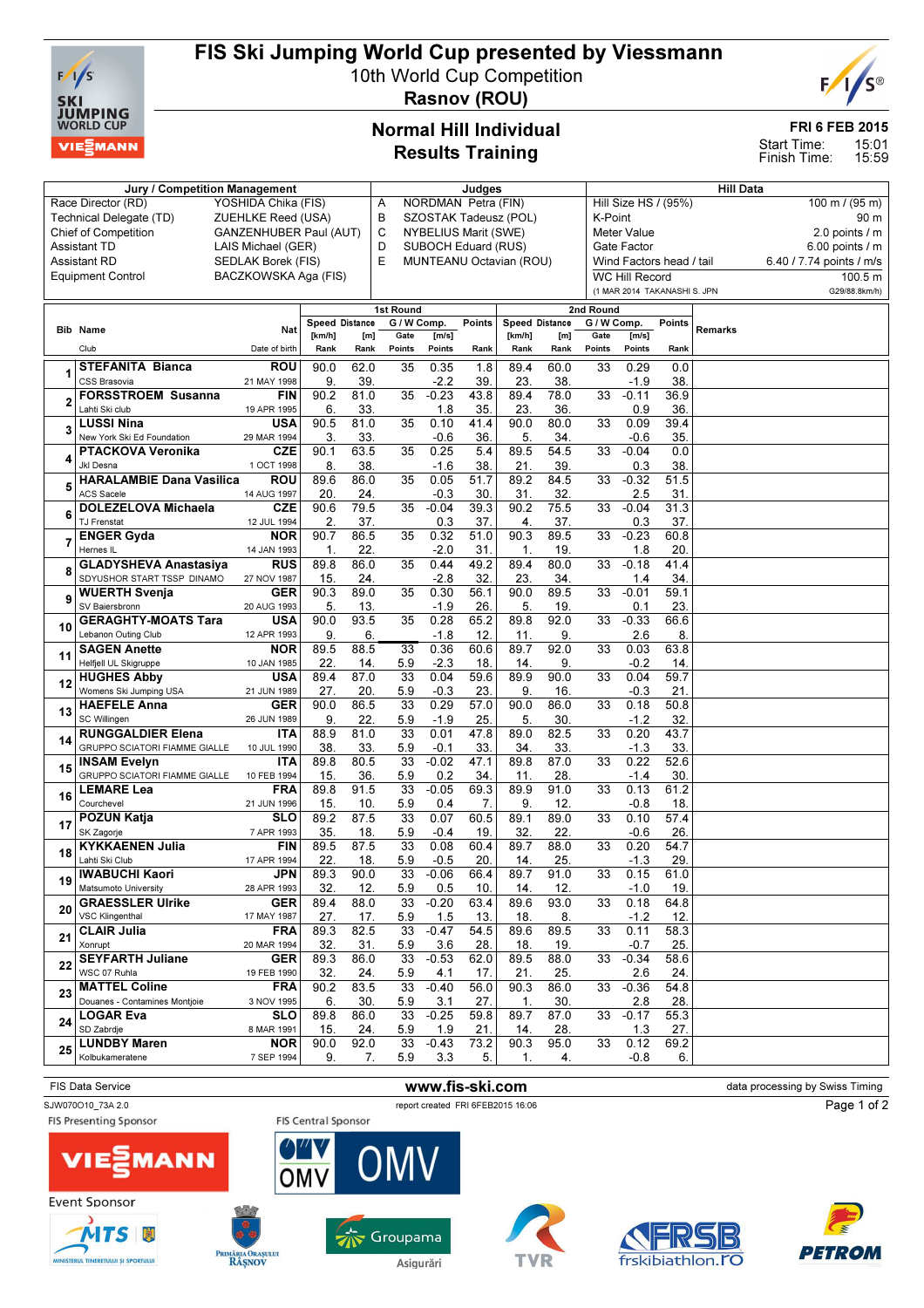# FIS Ski Jumping World Cup presented by Viessmann

10th World Cup Competition

**Rasnov (ROU)**

## Normal Hill Individual
## Results Training

**FRI 6 FEB 2015**

Start Time: 15:01
Finish Time: 15:59

| Jury / Competition Management | | Judges | | Hill Data | |
|---|---|---|---|---|---|
| Race Director (RD) | YOSHIDA Chika (FIS) | A | NORDMAN Petra (FIN) | Hill Size HS / (95%) | 100 m / (95 m) |
| Technical Delegate (TD) | ZUEHLKE Reed (USA) | B | SZOSTAK Tadeusz (POL) | K-Point | 90 m |
| Chief of Competition | GANZENHUBER Paul (AUT) | C | NYBELIUS Marit (SWE) | Meter Value | 2.0 points / m |
| Assistant TD | LAIS Michael (GER) | D | SUBOCH Eduard (RUS) | Gate Factor | 6.00 points / m |
| Assistant RD | SEDLAK Borek (FIS) | E | MUNTEANU Octavian (ROU) | Wind Factors head / tail | 6.40 / 7.74 points / m/s |
| Equipment Control | BACZKOWSKA Aga (FIS) | | | WC Hill Record (1 MAR 2014 TAKANASHI S. JPN) | 100.5 m (G29/88.8km/h) |

| Bib | Name / Club | Nat / Date of birth | 1st Round Speed [km/h] / Rank | Distance [m] / Rank | G/W Comp. Gate / Points | [m/s] / Points | Points / Rank | 2nd Round Speed [km/h] / Rank | Distance [m] / Rank | G/W Comp. Gate / Points | [m/s] / Points | Points / Rank | Remarks |
|---|---|---|---|---|---|---|---|---|---|---|---|---|---|
| 1 | **STEFANITA Bianca** / CSS Brasovia | ROU / 21 MAY 1998 | 90.0 / 9. | 62.0 / 39. | 35 | 0.35 / -2.2 | 1.8 / 39. | 89.4 / 23. | 60.0 / 38. | 33 | 0.29 / -1.9 | 0.0 / 38. | |
| 2 | **FORSSTROEM Susanna** / Lahti Ski club | FIN / 19 APR 1995 | 90.2 / 6. | 81.0 / 33. | 35 | -0.23 / 1.8 | 43.8 / 35. | 89.4 / 23. | 78.0 / 36. | 33 | -0.11 / 0.9 | 36.9 / 36. | |
| 3 | **LUSSI Nina** / New York Ski Ed Foundation | USA / 29 MAR 1994 | 90.5 / 3. | 81.0 / 33. | 35 | 0.10 / -0.6 | 41.4 / 36. | 90.0 / 5. | 80.0 / 34. | 33 | 0.09 / -0.6 | 39.4 / 35. | |
| 4 | **PTACKOVA Veronika** / Jkl Desna | CZE / 1 OCT 1998 | 90.1 / 8. | 63.5 / 38. | 35 | 0.25 / -1.6 | 5.4 / 38. | 89.5 / 21. | 54.5 / 39. | 33 | -0.04 / 0.3 | 0.0 / 38. | |
| 5 | **HARALAMBIE Dana Vasilica** / ACS Sacele | ROU / 14 AUG 1997 | 89.6 / 20. | 86.0 / 24. | 35 | 0.05 / -0.3 | 51.7 / 30. | 89.2 / 31. | 84.5 / 32. | 33 | -0.32 / 2.5 | 51.5 / 31. | |
| 6 | **DOLEZELOVA Michaela** / TJ Frenstat | CZE / 12 JUL 1994 | 90.6 / 2. | 79.5 / 37. | 35 | -0.04 / 0.3 | 39.3 / 37. | 90.2 / 4. | 75.5 / 37. | 33 | -0.04 / 0.3 | 31.3 / 37. | |
| 7 | **ENGER Gyda** / Hernes IL | NOR / 14 JAN 1993 | 90.7 / 1. | 86.5 / 22. | 35 | 0.32 / -2.0 | 51.0 / 31. | 90.3 / 1. | 89.5 / 19. | 33 | -0.23 / 1.8 | 60.8 / 20. | |
| 8 | **GLADYSHEVA Anastasiya** / SDYUSHOR START TSSP DINAMO | RUS / 27 NOV 1987 | 89.8 / 15. | 86.0 / 24. | 35 | 0.44 / -2.8 | 49.2 / 32. | 89.4 / 23. | 80.0 / 34. | 33 | -0.18 / 1.4 | 41.4 / 34. | |
| 9 | **WUERTH Svenja** / SV Baiersbronn | GER / 20 AUG 1993 | 90.3 / 5. | 89.0 / 13. | 35 | 0.30 / -1.9 | 56.1 / 26. | 90.0 / 5. | 89.5 / 19. | 33 | -0.01 / 0.1 | 59.1 / 23. | |
| 10 | **GERAGHTY-MOATS Tara** / Lebanon Outing Club | USA / 12 APR 1993 | 90.0 / 9. | 93.5 / 6. | 35 | 0.28 / -1.8 | 65.2 / 12. | 89.8 / 11. | 92.0 / 9. | 33 | -0.33 / 2.6 | 66.6 / 8. | |
| 11 | **SAGEN Anette** / Helfjell UL Skigruppe | NOR / 10 JAN 1985 | 89.5 / 22. | 88.5 / 14. | 33 / 5.9 | 0.36 / -2.3 | 60.6 / 18. | 89.7 / 14. | 92.0 / 9. | 33 | 0.03 / -0.2 | 63.8 / 14. | |
| 12 | **HUGHES Abby** / Womens Ski Jumping USA | USA / 21 JUN 1989 | 89.4 / 27. | 87.0 / 20. | 33 / 5.9 | 0.04 / -0.3 | 59.6 / 23. | 89.9 / 9. | 90.0 / 16. | 33 | 0.04 / -0.3 | 59.7 / 21. | |
| 13 | **HAEFELE Anna** / SC Willingen | GER / 26 JUN 1989 | 90.0 / 9. | 86.5 / 22. | 33 / 5.9 | 0.29 / -1.9 | 57.0 / 25. | 90.0 / 5. | 86.0 / 30. | 33 | 0.18 / -1.2 | 50.8 / 32. | |
| 14 | **RUNGGALDIER Elena** / GRUPPO SCIATORI FIAMME GIALLE | ITA / 10 JUL 1990 | 88.9 / 38. | 81.0 / 33. | 33 / 5.9 | 0.01 / -0.1 | 47.8 / 33. | 89.0 / 34. | 82.5 / 33. | 33 | 0.20 / -1.3 | 43.7 / 33. | |
| 15 | **INSAM Evelyn** / GRUPPO SCIATORI FIAMME GIALLE | ITA / 10 FEB 1994 | 89.8 / 15. | 80.5 / 36. | 33 / 5.9 | -0.02 / 0.2 | 47.1 / 34. | 89.8 / 11. | 87.0 / 28. | 33 | 0.22 / -1.4 | 52.6 / 30. | |
| 16 | **LEMARE Lea** / Courchevel | FRA / 21 JUN 1996 | 89.8 / 15. | 91.5 / 10. | 33 / 5.9 | -0.05 / 0.4 | 69.3 / 7. | 89.9 / 9. | 91.0 / 12. | 33 | 0.13 / -0.8 | 61.2 / 18. | |
| 17 | **POZUN Katja** / SK Zagorje | SLO / 7 APR 1993 | 89.2 / 35. | 87.5 / 18. | 33 / 5.9 | 0.07 / -0.4 | 60.5 / 19. | 89.1 / 32. | 89.0 / 22. | 33 | 0.10 / -0.6 | 57.4 / 26. | |
| 18 | **KYKKAENEN Julia** / Lahti Ski Club | FIN / 17 APR 1994 | 89.5 / 22. | 87.5 / 18. | 33 / 5.9 | 0.08 / -0.5 | 60.4 / 20. | 89.7 / 14. | 88.0 / 25. | 33 | 0.20 / -1.3 | 54.7 / 29. | |
| 19 | **IWABUCHI Kaori** / Matsumoto University | JPN / 28 APR 1993 | 89.3 / 32. | 90.0 / 12. | 33 / 5.9 | -0.06 / 0.5 | 66.4 / 10. | 89.7 / 14. | 91.0 / 12. | 33 | 0.15 / -1.0 | 61.0 / 19. | |
| 20 | **GRAESSLER Ulrike** / VSC Klingenthal | GER / 17 MAY 1987 | 89.4 / 27. | 88.0 / 17. | 33 / 5.9 | -0.20 / 1.5 | 63.4 / 13. | 89.6 / 18. | 93.0 / 8. | 33 | 0.18 / -1.2 | 64.8 / 12. | |
| 21 | **CLAIR Julia** / Xonrupt | FRA / 20 MAR 1994 | 89.3 / 32. | 82.5 / 31. | 33 / 5.9 | -0.47 / 3.6 | 54.5 / 28. | 89.6 / 18. | 89.5 / 19. | 33 | 0.11 / -0.7 | 58.3 / 25. | |
| 22 | **SEYFARTH Juliane** / WSC 07 Ruhla | GER / 19 FEB 1990 | 89.3 / 32. | 86.0 / 24. | 33 / 5.9 | -0.53 / 4.1 | 62.0 / 17. | 89.5 / 21. | 88.0 / 25. | 33 | -0.34 / 2.6 | 58.6 / 24. | |
| 23 | **MATTEL Coline** / Douanes - Contamines Montjoie | FRA / 3 NOV 1995 | 90.2 / 6. | 83.5 / 30. | 33 / 5.9 | -0.40 / 3.1 | 56.0 / 27. | 90.3 / 1. | 86.0 / 30. | 33 | -0.36 / 2.8 | 54.8 / 28. | |
| 24 | **LOGAR Eva** / SD Zabrdje | SLO / 8 MAR 1991 | 89.8 / 15. | 86.0 / 24. | 33 / 5.9 | -0.25 / 1.9 | 59.8 / 21. | 89.7 / 14. | 87.0 / 28. | 33 | -0.17 / 1.3 | 55.3 / 27. | |
| 25 | **LUNDBY Maren** / Kolbukameratene | NOR / 7 SEP 1994 | 90.0 / 9. | 92.0 / 7. | 33 / 5.9 | -0.43 / 3.3 | 73.2 / 5. | 90.3 / 1. | 95.0 / 4. | 33 | 0.12 / -0.8 | 69.2 / 6. | |

FIS Data Service — www.fis-ski.com — data processing by Swiss Timing

SJW070O10_73A 2.0 — report created FRI 6FEB2015 16:06

FIS Presenting Sponsor: VIESMANN — FIS Central Sponsor: OMV — Event Sponsor: MTS, Primăria Orașului Râșnov, Groupama Asigurări, TVR, FRSB frskibiathlon.ro, PETROM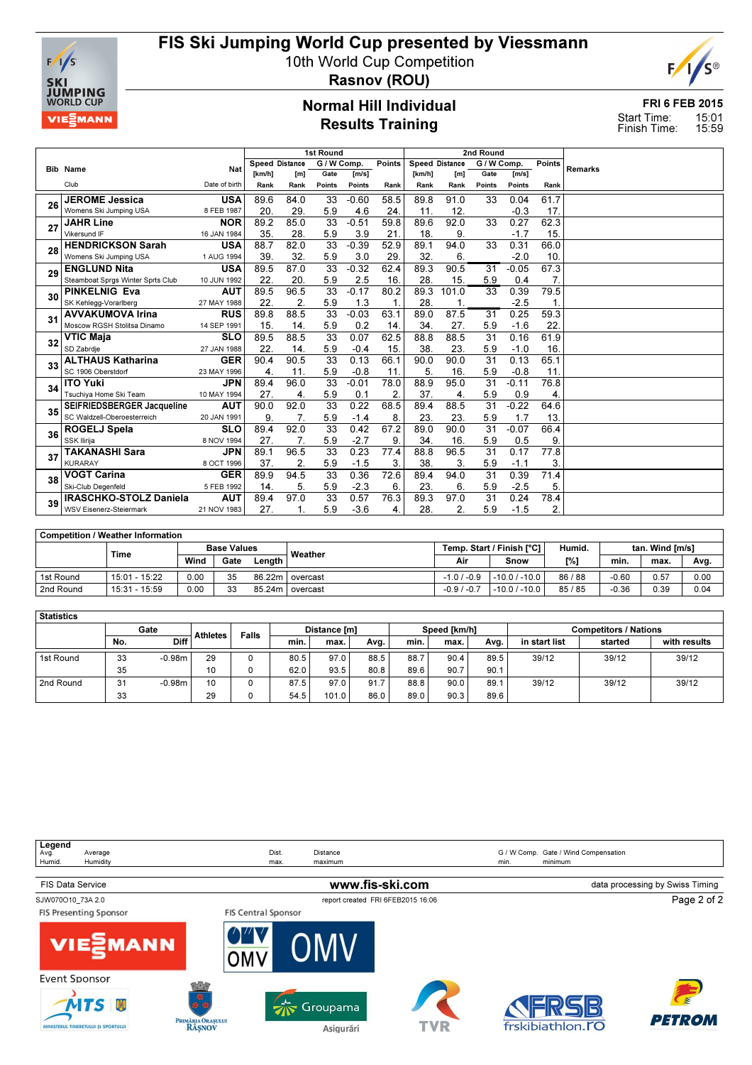# FIS Ski Jumping World Cup presented by Viessmann

10th World Cup Competition

**Rasnov (ROU)**

## Normal Hill Individual
## Results Training

**FRI 6 FEB 2015**

Start Time: 15:01
Finish Time: 15:59

| Bib | Name / Club | Nat / Date of birth | 1st Round Speed [km/h] / Rank | 1st Round Distance [m] / Rank | 1st Round G/W Comp. Gate / Points | 1st Round G/W Comp. [m/s] / Points | 1st Round Points / Rank | 2nd Round Speed [km/h] / Rank | 2nd Round Distance [m] / Rank | 2nd Round G/W Comp. Gate / Points | 2nd Round G/W Comp. [m/s] / Points | 2nd Round Points / Rank | Remarks |
|---|---|---|---|---|---|---|---|---|---|---|---|---|---|
| 26 | **JEROME Jessica** Womens Ski Jumping USA | USA 8 FEB 1987 | 89.6 20. | 84.0 29. | 33 5.9 | -0.60 4.6 | 58.5 24. | 89.8 11. | 91.0 12. | 33 | 0.04 -0.3 | 61.7 17. | |
| 27 | **JAHR Line** Vikersund IF | NOR 16 JAN 1984 | 89.2 35. | 85.0 28. | 33 5.9 | -0.51 3.9 | 59.8 21. | 89.6 18. | 92.0 9. | 33 | 0.27 -1.7 | 62.3 15. | |
| 28 | **HENDRICKSON Sarah** Womens Ski Jumping USA | USA 1 AUG 1994 | 88.7 39. | 82.0 32. | 33 5.9 | -0.39 3.0 | 52.9 29. | 89.1 32. | 94.0 6. | 33 | 0.31 -2.0 | 66.0 10. | |
| 29 | **ENGLUND Nita** Steamboat Sprgs Winter Sprts Club | USA 10 JUN 1992 | 89.5 22. | 87.0 20. | 33 5.9 | -0.32 2.5 | 62.4 16. | 89.3 28. | 90.5 15. | 31 5.9 | -0.05 0.4 | 67.3 7. | |
| 30 | **PINKELNIG Eva** SK Kehlegg-Vorarlberg | AUT 27 MAY 1988 | 89.5 22. | 96.5 2. | 33 5.9 | -0.17 1.3 | 80.2 1. | 89.3 28. | 101.0 1. | 33 | 0.39 -2.5 | 79.5 1. | |
| 31 | **AVVAKUMOVA Irina** Moscow RGSH Stolitsa Dinamo | RUS 14 SEP 1991 | 89.8 15. | 88.5 14. | 33 5.9 | -0.03 0.2 | 63.1 14. | 89.0 34. | 87.5 27. | 31 5.9 | 0.25 -1.6 | 59.3 22. | |
| 32 | **VTIC Maja** SD Zabrdje | SLO 27 JAN 1988 | 89.5 22. | 88.5 14. | 33 5.9 | 0.07 -0.4 | 62.5 15. | 88.8 38. | 88.5 23. | 31 5.9 | 0.16 -1.0 | 61.9 16. | |
| 33 | **ALTHAUS Katharina** SC 1906 Oberstdorf | GER 23 MAY 1996 | 90.4 4. | 90.5 11. | 33 5.9 | 0.13 -0.8 | 66.1 11. | 90.0 5. | 90.0 16. | 31 5.9 | 0.13 -0.8 | 65.1 11. | |
| 34 | **ITO Yuki** Tsuchiya Home Ski Team | JPN 10 MAY 1994 | 89.4 27. | 96.0 4. | 33 5.9 | -0.01 0.1 | 78.0 2. | 88.9 37. | 95.0 4. | 31 5.9 | -0.11 0.9 | 76.8 4. | |
| 35 | **SEIFRIEDSBERGER Jacqueline** SC Waldzell-Oberoesterreich | AUT 20 JAN 1991 | 90.0 9. | 92.0 7. | 33 5.9 | 0.22 -1.4 | 68.5 8. | 89.4 23. | 88.5 23. | 31 5.9 | -0.22 1.7 | 64.6 13. | |
| 36 | **ROGELJ Spela** SSK Ilirija | SLO 8 NOV 1994 | 89.4 27. | 92.0 7. | 33 5.9 | 0.42 -2.7 | 67.2 9. | 89.0 34. | 90.0 16. | 31 5.9 | -0.07 0.5 | 66.4 9. | |
| 37 | **TAKANASHI Sara** KURARAY | JPN 8 OCT 1996 | 89.1 37. | 96.5 2. | 33 5.9 | 0.23 -1.5 | 77.4 3. | 88.8 38. | 96.5 3. | 31 5.9 | 0.17 -1.1 | 77.8 3. | |
| 38 | **VOGT Carina** Ski-Club Degenfeld | GER 5 FEB 1992 | 89.9 14. | 94.5 5. | 33 5.9 | 0.36 -2.3 | 72.6 6. | 89.4 23. | 94.0 6. | 31 5.9 | 0.39 -2.5 | 71.4 5. | |
| 39 | **IRASCHKO-STOLZ Daniela** WSV Eisenerz-Steiermark | AUT 21 NOV 1983 | 89.4 27. | 97.0 1. | 33 5.9 | 0.57 -3.6 | 76.3 4. | 89.3 28. | 97.0 2. | 31 5.9 | 0.24 -1.5 | 78.4 2. | |

### Competition / Weather Information

| | Time | Base Values Wind | Base Values Gate | Base Values Length | Weather | Temp. Start / Finish [°C] Air | Temp. Start / Finish [°C] Snow | Humid. [%] | tan. Wind [m/s] min. | tan. Wind [m/s] max. | tan. Wind [m/s] Avg. |
|---|---|---|---|---|---|---|---|---|---|---|---|
| 1st Round | 15:01 - 15:22 | 0.00 | 35 | 86.22m | overcast | -1.0 / -0.9 | -10.0 / -10.0 | 86 / 88 | -0.60 | 0.57 | 0.00 |
| 2nd Round | 15:31 - 15:59 | 0.00 | 33 | 85.24m | overcast | -0.9 / -0.7 | -10.0 / -10.0 | 85 / 85 | -0.36 | 0.39 | 0.04 |

### Statistics

| | Gate No. | Gate Diff | Athletes | Falls | Distance [m] min. | Distance [m] max. | Distance [m] Avg. | Speed [km/h] min. | Speed [km/h] max. | Speed [km/h] Avg. | Competitors / Nations in start list | Competitors / Nations started | Competitors / Nations with results |
|---|---|---|---|---|---|---|---|---|---|---|---|---|---|
| 1st Round | 33 | -0.98m | 29 | 0 | 80.5 | 97.0 | 88.5 | 88.7 | 90.4 | 89.5 | 39/12 | 39/12 | 39/12 |
| | 35 | | 10 | 0 | 62.0 | 93.5 | 80.8 | 89.6 | 90.7 | 90.1 | | | |
| 2nd Round | 31 | -0.98m | 10 | 0 | 87.5 | 97.0 | 91.7 | 88.8 | 90.0 | 89.1 | 39/12 | 39/12 | 39/12 |
| | 33 | | 29 | 0 | 54.5 | 101.0 | 86.0 | 89.0 | 90.3 | 89.6 | | | |

**Legend**
Avg. Average
Humid. Humidity
Dist. Distance
max. maximum
G / W Comp. Gate / Wind Compensation
min. minimum

FIS Data Service — www.fis-ski.com — data processing by Swiss Timing

SJW070O10_73A 2.0 — report created FRI 6FEB2015 16:06

FIS Presenting Sponsor — FIS Central Sponsor — Event Sponsor